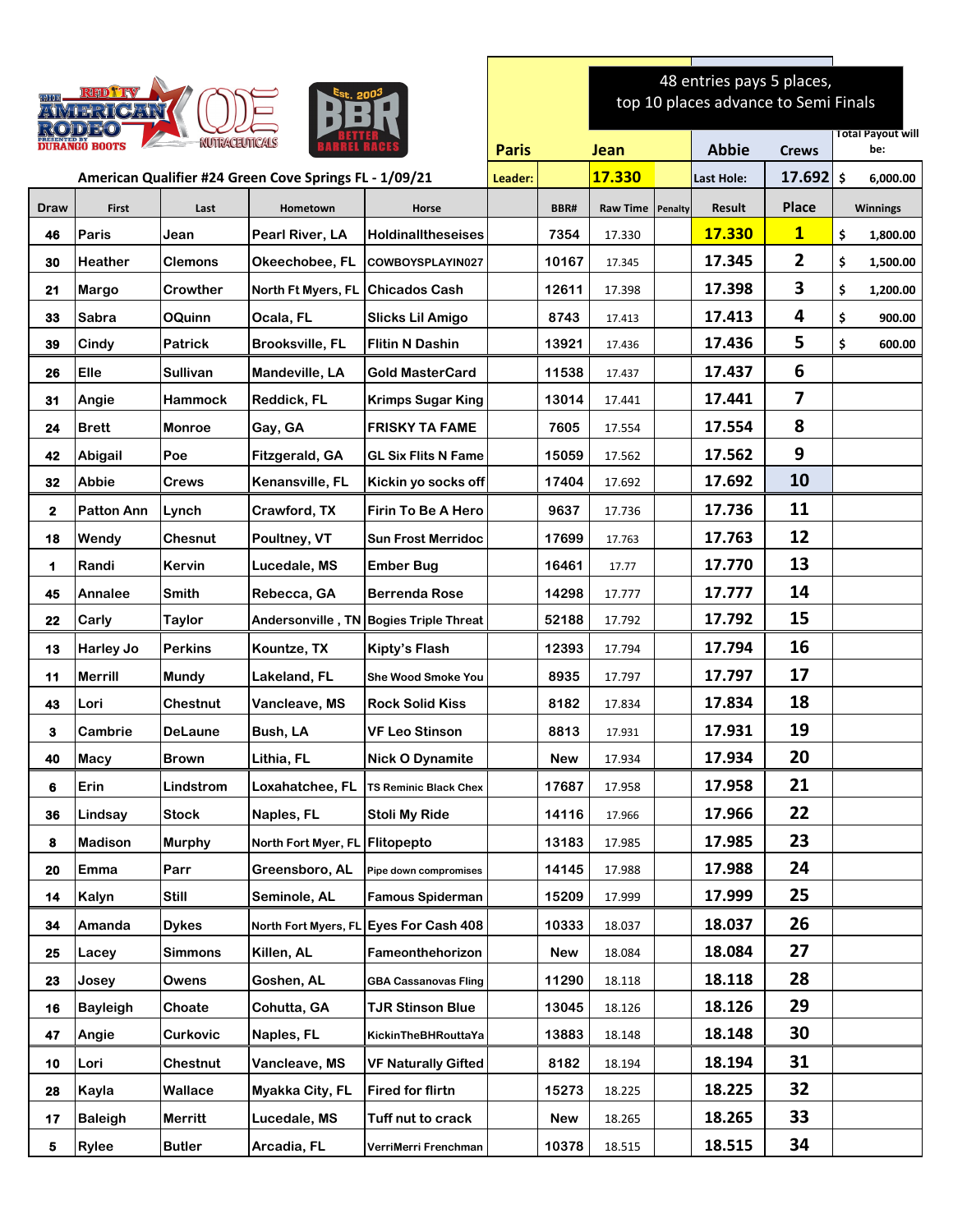48 entries pays 5 places, top 10 places advance to Semi Finals

American Qualifier #24 Green Cove Springs FL - 1/09/21

| | | | | | Paris | Jean | | Abbie | Crews | Total Payout will be: |
|---|---|---|---|---|---|---|---|---|---|---|
| | | | | | Leader: | 17.330 | | Last Hole: | 17.692 | $ 6,000.00 |
| Draw | First | Last | Hometown | Horse | BBR# | Raw Time | Penalty | Result | Place | Winnings |
| 46 | Paris | Jean | Pearl River, LA | Holdinalltheseises | 7354 | 17.330 | | 17.330 | 1 | $ 1,800.00 |
| 30 | Heather | Clemons | Okeechobee, FL | COWBOYSPLAYIN027 | 10167 | 17.345 | | 17.345 | 2 | $ 1,500.00 |
| 21 | Margo | Crowther | North Ft Myers, FL | Chicados Cash | 12611 | 17.398 | | 17.398 | 3 | $ 1,200.00 |
| 33 | Sabra | OQuinn | Ocala, FL | Slicks Lil Amigo | 8743 | 17.413 | | 17.413 | 4 | $ 900.00 |
| 39 | Cindy | Patrick | Brooksville, FL | Flitin N Dashin | 13921 | 17.436 | | 17.436 | 5 | $ 600.00 |
| 26 | Elle | Sullivan | Mandeville, LA | Gold MasterCard | 11538 | 17.437 | | 17.437 | 6 | |
| 31 | Angie | Hammock | Reddick, FL | Krimps Sugar King | 13014 | 17.441 | | 17.441 | 7 | |
| 24 | Brett | Monroe | Gay, GA | FRISKY TA FAME | 7605 | 17.554 | | 17.554 | 8 | |
| 42 | Abigail | Poe | Fitzgerald, GA | GL Six Flits N Fame | 15059 | 17.562 | | 17.562 | 9 | |
| 32 | Abbie | Crews | Kenansville, FL | Kickin yo socks off | 17404 | 17.692 | | 17.692 | 10 | |
| 2 | Patton Ann | Lynch | Crawford, TX | Firin To Be A Hero | 9637 | 17.736 | | 17.736 | 11 | |
| 18 | Wendy | Chesnut | Poultney, VT | Sun Frost Merridoc | 17699 | 17.763 | | 17.763 | 12 | |
| 1 | Randi | Kervin | Lucedale, MS | Ember Bug | 16461 | 17.77 | | 17.770 | 13 | |
| 45 | Annalee | Smith | Rebecca, GA | Berrenda Rose | 14298 | 17.777 | | 17.777 | 14 | |
| 22 | Carly | Taylor | Andersonville , TN | Bogies Triple Threat | 52188 | 17.792 | | 17.792 | 15 | |
| 13 | Harley Jo | Perkins | Kountze, TX | Kipty's Flash | 12393 | 17.794 | | 17.794 | 16 | |
| 11 | Merrill | Mundy | Lakeland, FL | She Wood Smoke You | 8935 | 17.797 | | 17.797 | 17 | |
| 43 | Lori | Chestnut | Vancleave, MS | Rock Solid Kiss | 8182 | 17.834 | | 17.834 | 18 | |
| 3 | Cambrie | DeLaune | Bush, LA | VF Leo Stinson | 8813 | 17.931 | | 17.931 | 19 | |
| 40 | Macy | Brown | Lithia, FL | Nick O Dynamite | New | 17.934 | | 17.934 | 20 | |
| 6 | Erin | Lindstrom | Loxahatchee, FL | TS Reminic Black Chex | 17687 | 17.958 | | 17.958 | 21 | |
| 36 | Lindsay | Stock | Naples, FL | Stoli My Ride | 14116 | 17.966 | | 17.966 | 22 | |
| 8 | Madison | Murphy | North Fort Myer, FL | Flitopepto | 13183 | 17.985 | | 17.985 | 23 | |
| 20 | Emma | Parr | Greensboro, AL | Pipe down compromises | 14145 | 17.988 | | 17.988 | 24 | |
| 14 | Kalyn | Still | Seminole, AL | Famous Spiderman | 15209 | 17.999 | | 17.999 | 25 | |
| 34 | Amanda | Dykes | North Fort Myers, FL | Eyes For Cash 408 | 10333 | 18.037 | | 18.037 | 26 | |
| 25 | Lacey | Simmons | Killen, AL | Fameonthehorizon | New | 18.084 | | 18.084 | 27 | |
| 23 | Josey | Owens | Goshen, AL | GBA Cassanovas Fling | 11290 | 18.118 | | 18.118 | 28 | |
| 16 | Bayleigh | Choate | Cohutta, GA | TJR Stinson Blue | 13045 | 18.126 | | 18.126 | 29 | |
| 47 | Angie | Curkovic | Naples, FL | KickinTheBHRouttaYa | 13883 | 18.148 | | 18.148 | 30 | |
| 10 | Lori | Chestnut | Vancleave, MS | VF Naturally Gifted | 8182 | 18.194 | | 18.194 | 31 | |
| 28 | Kayla | Wallace | Myakka City, FL | Fired for flirtn | 15273 | 18.225 | | 18.225 | 32 | |
| 17 | Baleigh | Merritt | Lucedale, MS | Tuff nut to crack | New | 18.265 | | 18.265 | 33 | |
| 5 | Rylee | Butler | Arcadia, FL | VerriMerri Frenchman | 10378 | 18.515 | | 18.515 | 34 | |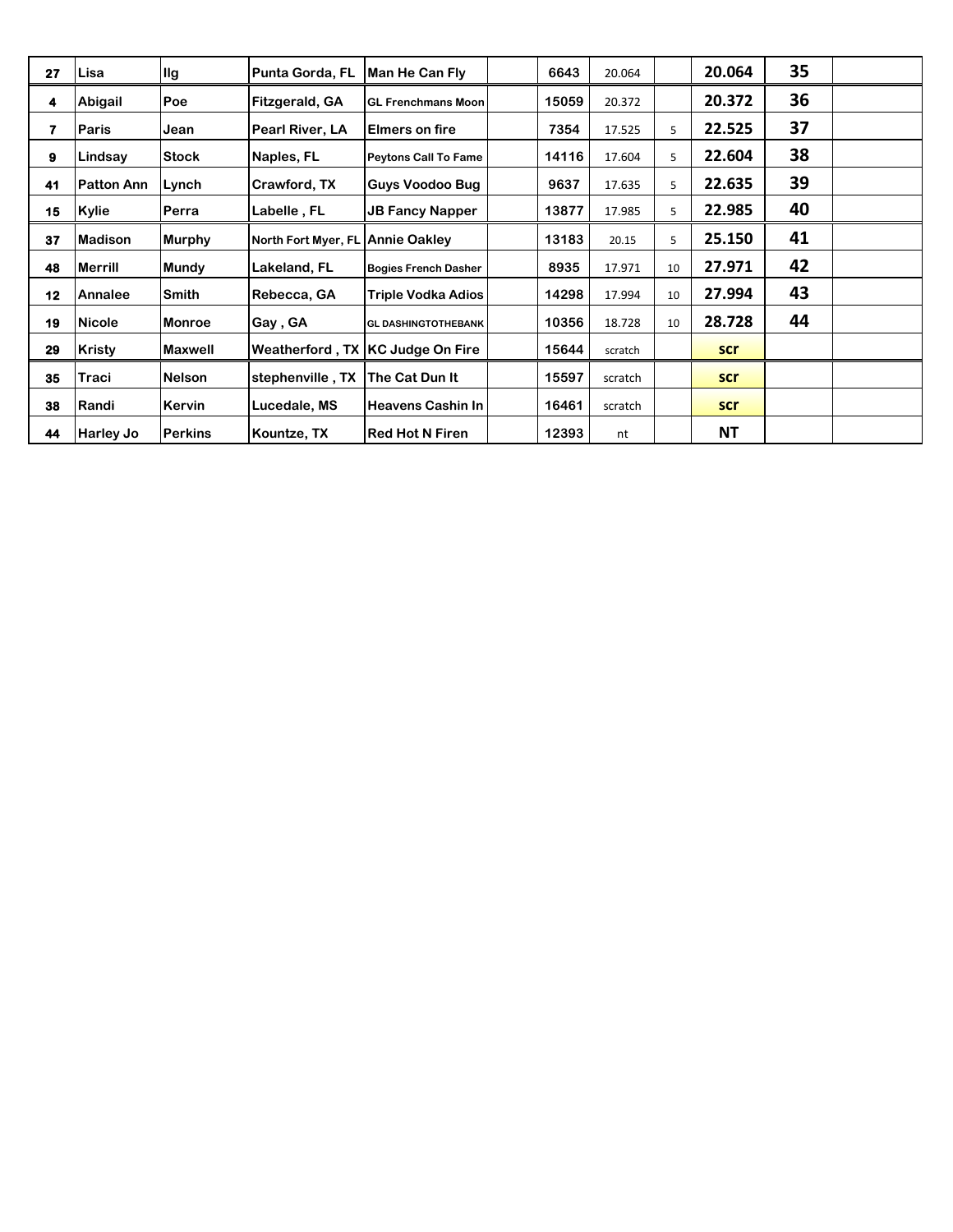| | | | | | | | | | | | |
|---|---|---|---|---|---|---|---|---|---|---|---|
| 27 | Lisa | Ilg | Punta Gorda, FL | Man He Can Fly | | 6643 | 20.064 | | 20.064 | 35 | |
| 4 | Abigail | Poe | Fitzgerald, GA | GL Frenchmans Moon | | 15059 | 20.372 | | 20.372 | 36 | |
| 7 | Paris | Jean | Pearl River, LA | Elmers on fire | | 7354 | 17.525 | 5 | 22.525 | 37 | |
| 9 | Lindsay | Stock | Naples, FL | Peytons Call To Fame | | 14116 | 17.604 | 5 | 22.604 | 38 | |
| 41 | Patton Ann | Lynch | Crawford, TX | Guys Voodoo Bug | | 9637 | 17.635 | 5 | 22.635 | 39 | |
| 15 | Kylie | Perra | Labelle , FL | JB Fancy Napper | | 13877 | 17.985 | 5 | 22.985 | 40 | |
| 37 | Madison | Murphy | North Fort Myer, FL | Annie Oakley | | 13183 | 20.15 | 5 | 25.150 | 41 | |
| 48 | Merrill | Mundy | Lakeland, FL | Bogies French Dasher | | 8935 | 17.971 | 10 | 27.971 | 42 | |
| 12 | Annalee | Smith | Rebecca, GA | Triple Vodka Adios | | 14298 | 17.994 | 10 | 27.994 | 43 | |
| 19 | Nicole | Monroe | Gay , GA | GL DASHINGTOTHEBANK | | 10356 | 18.728 | 10 | 28.728 | 44 | |
| 29 | Kristy | Maxwell | Weatherford , TX | KC Judge On Fire | | 15644 | scratch | | scr | | |
| 35 | Traci | Nelson | stephenville , TX | The Cat Dun It | | 15597 | scratch | | scr | | |
| 38 | Randi | Kervin | Lucedale, MS | Heavens Cashin In | | 16461 | scratch | | scr | | |
| 44 | Harley Jo | Perkins | Kountze, TX | Red Hot N Firen | | 12393 | nt | | NT | | |